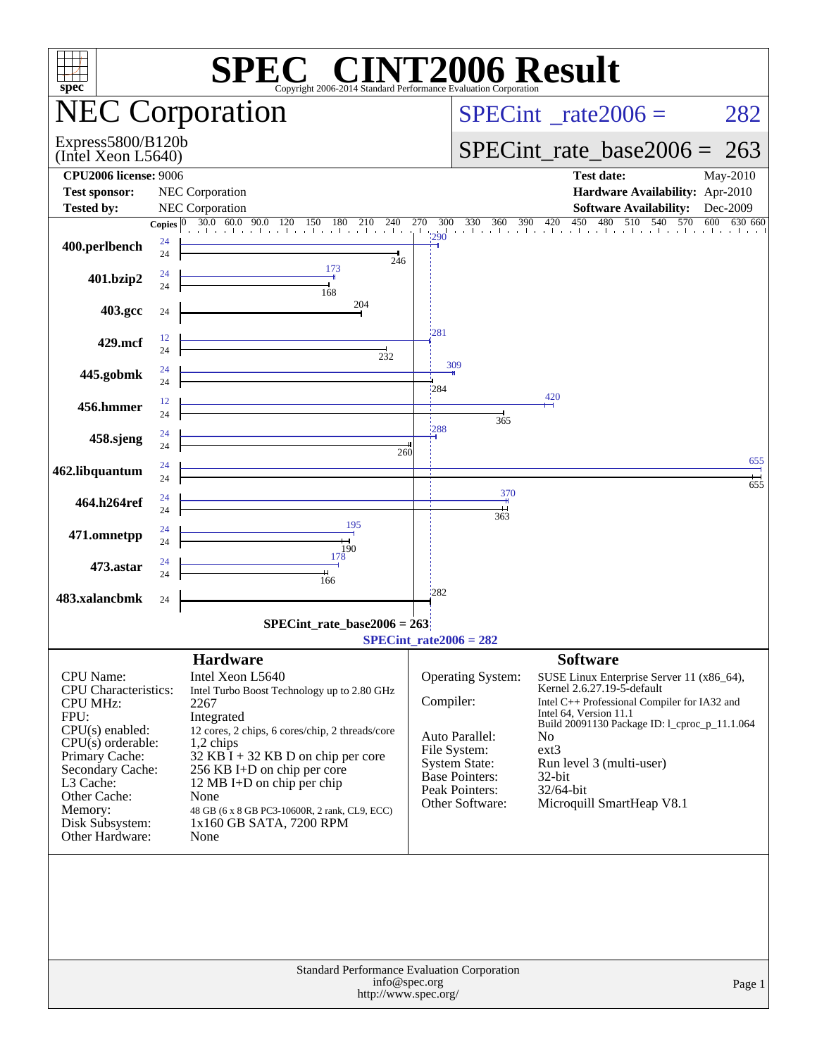# SPEC CINT2006 Result

Copyright 2006-2014 Standard Performance Evaluation Corporation

## NEC Corporation

Express5800/B120b
(Intel Xeon L5640)

SPECint_rate2006 = 282

SPECint_rate_base2006 = 263

| | | | |
|---|---|---|---|
| **CPU2006 license:** | 9006 | **Test date:** | May-2010 |
| **Test sponsor:** | NEC Corporation | **Hardware Availability:** | Apr-2010 |
| **Tested by:** | NEC Corporation | **Software Availability:** | Dec-2009 |

| Benchmark | Copies (peak) | Peak | Copies (base) | Base |
|---|---|---|---|---|
| 400.perlbench | 24 | 290 | 24 | 246 |
| 401.bzip2 | 24 | 173 | 24 | 168 |
| 403.gcc | | | 24 | 204 |
| 429.mcf | 12 | 281 | 24 | 232 |
| 445.gobmk | 24 | 309 | 24 | 284 |
| 456.hmmer | 12 | 420 | 24 | 365 |
| 458.sjeng | 24 | 288 | 24 | 260 |
| 462.libquantum | 24 | 655 | 24 | 655 |
| 464.h264ref | 24 | 370 | 24 | 363 |
| 471.omnetpp | 24 | 195 | 24 | 190 |
| 473.astar | 24 | 178 | 24 | 166 |
| 483.xalancbmk | | | 24 | 282 |

SPECint_rate_base2006 = 263

SPECint_rate2006 = 282

### Hardware

| | |
|---|---|
| CPU Name: | Intel Xeon L5640 |
| CPU Characteristics: | Intel Turbo Boost Technology up to 2.80 GHz |
| CPU MHz: | 2267 |
| FPU: | Integrated |
| CPU(s) enabled: | 12 cores, 2 chips, 6 cores/chip, 2 threads/core |
| CPU(s) orderable: | 1,2 chips |
| Primary Cache: | 32 KB I + 32 KB D on chip per core |
| Secondary Cache: | 256 KB I+D on chip per core |
| L3 Cache: | 12 MB I+D on chip per chip |
| Other Cache: | None |
| Memory: | 48 GB (6 x 8 GB PC3-10600R, 2 rank, CL9, ECC) |
| Disk Subsystem: | 1x160 GB SATA, 7200 RPM |
| Other Hardware: | None |

### Software

| | |
|---|---|
| Operating System: | SUSE Linux Enterprise Server 11 (x86_64), Kernel 2.6.27.19-5-default |
| Compiler: | Intel C++ Professional Compiler for IA32 and Intel 64, Version 11.1 Build 20091130 Package ID: l_cproc_p_11.1.064 |
| Auto Parallel: | No |
| File System: | ext3 |
| System State: | Run level 3 (multi-user) |
| Base Pointers: | 32-bit |
| Peak Pointers: | 32/64-bit |
| Other Software: | Microquill SmartHeap V8.1 |

Standard Performance Evaluation Corporation
info@spec.org
http://www.spec.org/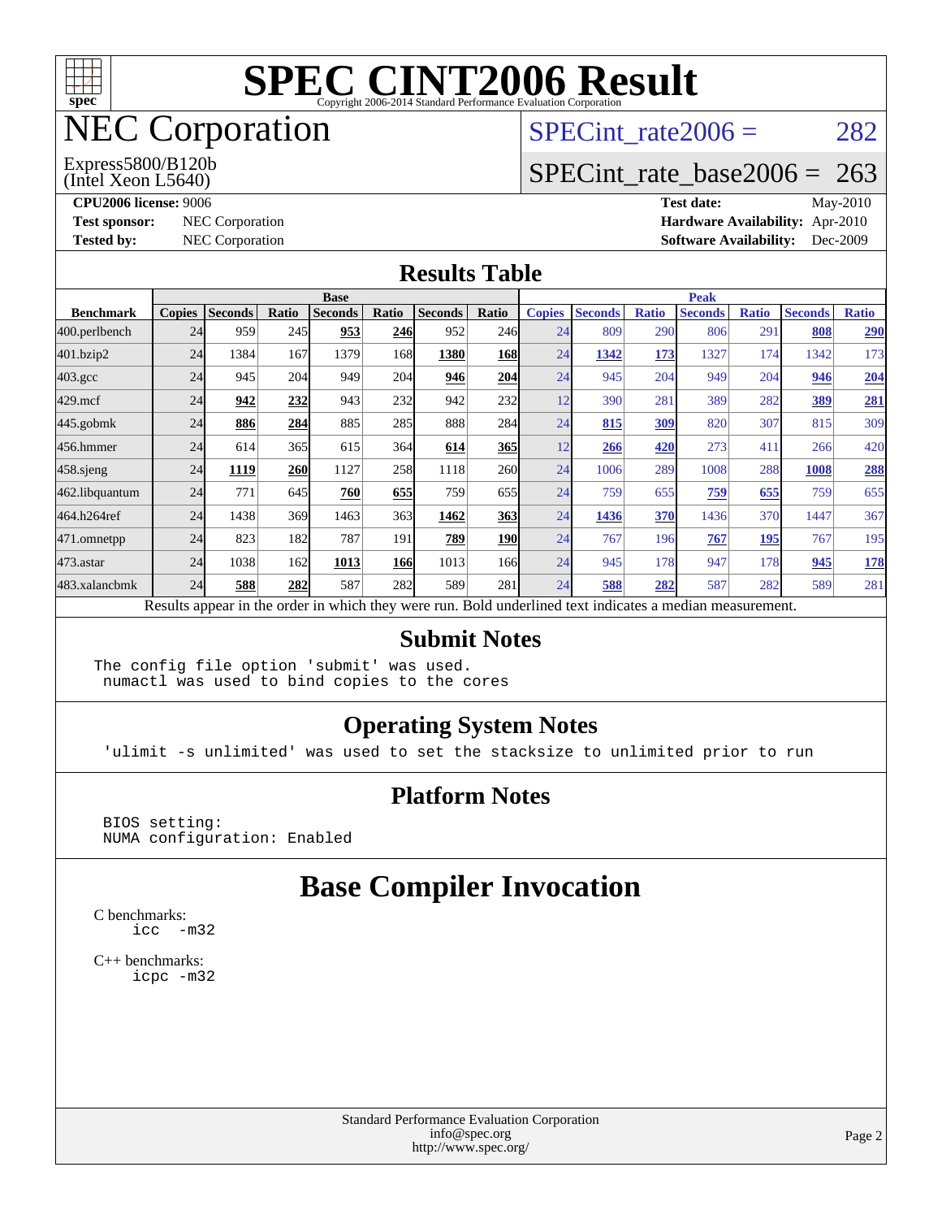# SPEC CINT2006 Result

Copyright 2006-2014 Standard Performance Evaluation Corporation

# NEC Corporation

Express5800/B120b
(Intel Xeon L5640)

SPECint_rate2006 = 282

SPECint_rate_base2006 = 263

**CPU2006 license:** 9006
**Test sponsor:** NEC Corporation
**Tested by:** NEC Corporation

**Test date:** May-2010
**Hardware Availability:** Apr-2010
**Software Availability:** Dec-2009

## Results Table

| Benchmark | Base | | | | | | | Peak | | | | | | |
|---|---|---|---|---|---|---|---|---|---|---|---|---|---|---|
| | Copies | Seconds | Ratio | Seconds | Ratio | Seconds | Ratio | Copies | Seconds | Ratio | Seconds | Ratio | Seconds | Ratio |
| 400.perlbench | 24 | 959 | 245 | **953** | **246** | 952 | 246 | 24 | 809 | 290 | 806 | 291 | **808** | **290** |
| 401.bzip2 | 24 | 1384 | 167 | 1379 | 168 | **1380** | **168** | 24 | **1342** | **173** | 1327 | 174 | 1342 | 173 |
| 403.gcc | 24 | 945 | 204 | 949 | 204 | **946** | **204** | 24 | 945 | 204 | 949 | 204 | **946** | **204** |
| 429.mcf | 24 | **942** | **232** | 943 | 232 | 942 | 232 | 12 | 390 | 281 | 389 | 282 | **389** | **281** |
| 445.gobmk | 24 | **886** | **284** | 885 | 285 | 888 | 284 | 24 | **815** | **309** | 820 | 307 | 815 | 309 |
| 456.hmmer | 24 | 614 | 365 | 615 | 364 | **614** | **365** | 12 | **266** | **420** | 273 | 411 | 266 | 420 |
| 458.sjeng | 24 | **1119** | **260** | 1127 | 258 | 1118 | 260 | 24 | 1006 | 289 | 1008 | 288 | **1008** | **288** |
| 462.libquantum | 24 | 771 | 645 | **760** | **655** | 759 | 655 | 24 | 759 | 655 | **759** | **655** | 759 | 655 |
| 464.h264ref | 24 | 1438 | 369 | 1463 | 363 | **1462** | **363** | 24 | **1436** | **370** | 1436 | 370 | 1447 | 367 |
| 471.omnetpp | 24 | 823 | 182 | 787 | 191 | **789** | **190** | 24 | 767 | 196 | **767** | **195** | 767 | 195 |
| 473.astar | 24 | 1038 | 162 | **1013** | **166** | 1013 | 166 | 24 | 945 | 178 | 947 | 178 | **945** | **178** |
| 483.xalancbmk | 24 | **588** | **282** | 587 | 282 | 589 | 281 | 24 | **588** | **282** | 587 | 282 | 589 | 281 |

Results appear in the order in which they were run. Bold underlined text indicates a median measurement.

## Submit Notes

```
The config file option 'submit' was used.
 numactl was used to bind copies to the cores
```

## Operating System Notes

```
'ulimit -s unlimited' was used to set the stacksize to unlimited prior to run
```

## Platform Notes

```
BIOS setting:
NUMA configuration: Enabled
```

# Base Compiler Invocation

C benchmarks:
```
icc  -m32
```

C++ benchmarks:
```
icpc -m32
```

Standard Performance Evaluation Corporation
info@spec.org
http://www.spec.org/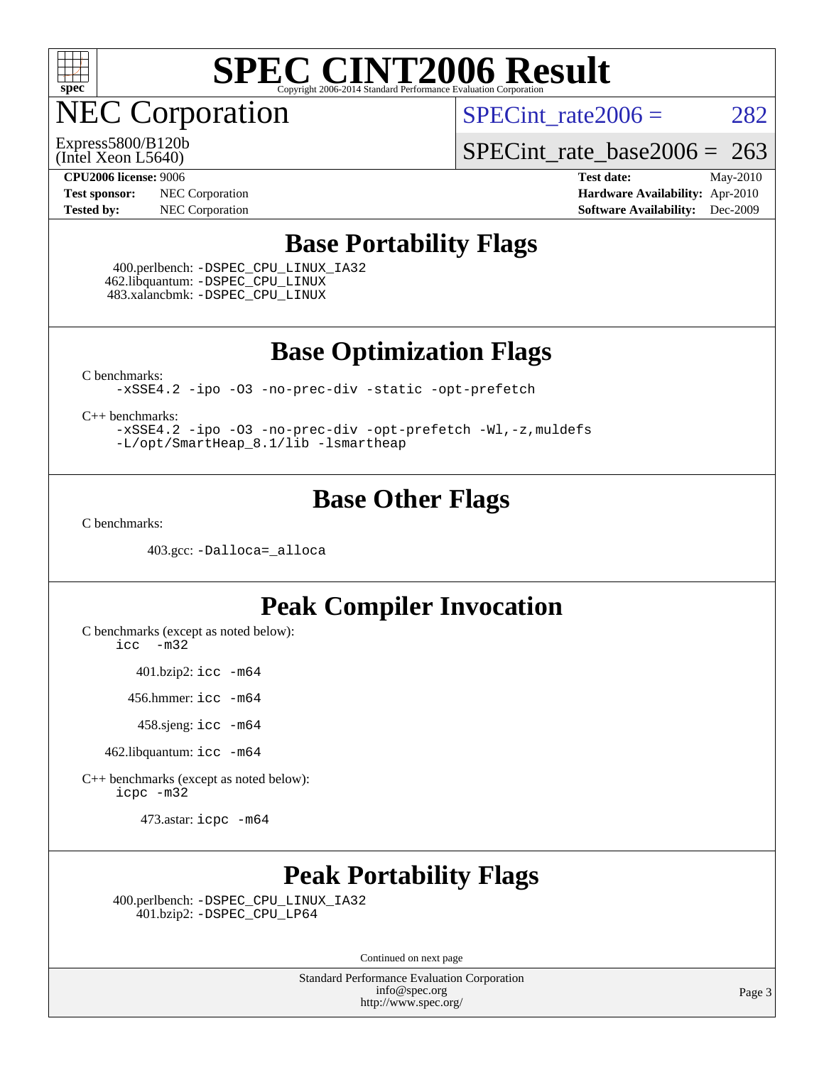# SPEC CINT2006 Result

Copyright 2006-2014 Standard Performance Evaluation Corporation

## NEC Corporation

Express5800/B120b
(Intel Xeon L5640)

SPECint_rate2006 = 282

SPECint_rate_base2006 = 263

| | | | |
|---|---|---|---|
| **CPU2006 license:** 9006 | | **Test date:** | May-2010 |
| **Test sponsor:** | NEC Corporation | **Hardware Availability:** | Apr-2010 |
| **Tested by:** | NEC Corporation | **Software Availability:** | Dec-2009 |

## Base Portability Flags

400.perlbench: `-DSPEC_CPU_LINUX_IA32`
462.libquantum: `-DSPEC_CPU_LINUX`
483.xalancbmk: `-DSPEC_CPU_LINUX`

## Base Optimization Flags

C benchmarks:

```
-xSSE4.2 -ipo -O3 -no-prec-div -static -opt-prefetch
```

C++ benchmarks:

```
-xSSE4.2 -ipo -O3 -no-prec-div -opt-prefetch -Wl,-z,muldefs
-L/opt/SmartHeap_8.1/lib -lsmartheap
```

## Base Other Flags

C benchmarks:

403.gcc: `-Dalloca=_alloca`

## Peak Compiler Invocation

C benchmarks (except as noted below):
`icc -m32`

401.bzip2: `icc -m64`

456.hmmer: `icc -m64`

458.sjeng: `icc -m64`

462.libquantum: `icc -m64`

C++ benchmarks (except as noted below):
`icpc -m32`

473.astar: `icpc -m64`

## Peak Portability Flags

400.perlbench: `-DSPEC_CPU_LINUX_IA32`
401.bzip2: `-DSPEC_CPU_LP64`

Continued on next page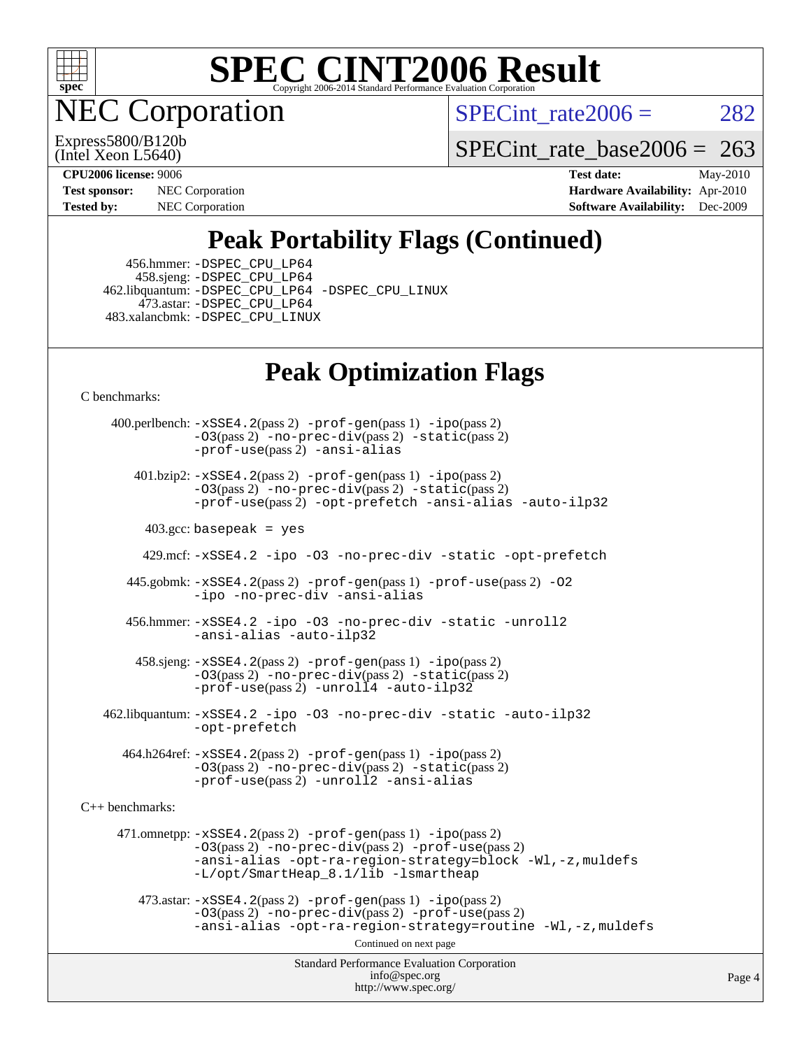# SPEC CINT2006 Result

## NEC Corporation

Express5800/B120b
(Intel Xeon L5640)

SPECint_rate2006 = 282

SPECint_rate_base2006 = 263

**CPU2006 license:** 9006
**Test sponsor:** NEC Corporation
**Tested by:** NEC Corporation

**Test date:** May-2010
**Hardware Availability:** Apr-2010
**Software Availability:** Dec-2009

## Peak Portability Flags (Continued)

456.hmmer: -DSPEC_CPU_LP64
458.sjeng: -DSPEC_CPU_LP64
462.libquantum: -DSPEC_CPU_LP64 -DSPEC_CPU_LINUX
473.astar: -DSPEC_CPU_LP64
483.xalancbmk: -DSPEC_CPU_LINUX

## Peak Optimization Flags

C benchmarks:

400.perlbench: -xSSE4.2(pass 2) -prof-gen(pass 1) -ipo(pass 2) -O3(pass 2) -no-prec-div(pass 2) -static(pass 2) -prof-use(pass 2) -ansi-alias

401.bzip2: -xSSE4.2(pass 2) -prof-gen(pass 1) -ipo(pass 2) -O3(pass 2) -no-prec-div(pass 2) -static(pass 2) -prof-use(pass 2) -opt-prefetch -ansi-alias -auto-ilp32

403.gcc: basepeak = yes

429.mcf: -xSSE4.2 -ipo -O3 -no-prec-div -static -opt-prefetch

445.gobmk: -xSSE4.2(pass 2) -prof-gen(pass 1) -prof-use(pass 2) -O2 -ipo -no-prec-div -ansi-alias

456.hmmer: -xSSE4.2 -ipo -O3 -no-prec-div -static -unroll2 -ansi-alias -auto-ilp32

458.sjeng: -xSSE4.2(pass 2) -prof-gen(pass 1) -ipo(pass 2) -O3(pass 2) -no-prec-div(pass 2) -static(pass 2) -prof-use(pass 2) -unroll4 -auto-ilp32

462.libquantum: -xSSE4.2 -ipo -O3 -no-prec-div -static -auto-ilp32 -opt-prefetch

464.h264ref: -xSSE4.2(pass 2) -prof-gen(pass 1) -ipo(pass 2) -O3(pass 2) -no-prec-div(pass 2) -static(pass 2) -prof-use(pass 2) -unroll2 -ansi-alias

C++ benchmarks:

471.omnetpp: -xSSE4.2(pass 2) -prof-gen(pass 1) -ipo(pass 2) -O3(pass 2) -no-prec-div(pass 2) -prof-use(pass 2) -ansi-alias -opt-ra-region-strategy=block -Wl,-z,muldefs -L/opt/SmartHeap_8.1/lib -lsmartheap

473.astar: -xSSE4.2(pass 2) -prof-gen(pass 1) -ipo(pass 2) -O3(pass 2) -no-prec-div(pass 2) -prof-use(pass 2) -ansi-alias -opt-ra-region-strategy=routine -Wl,-z,muldefs

Continued on next page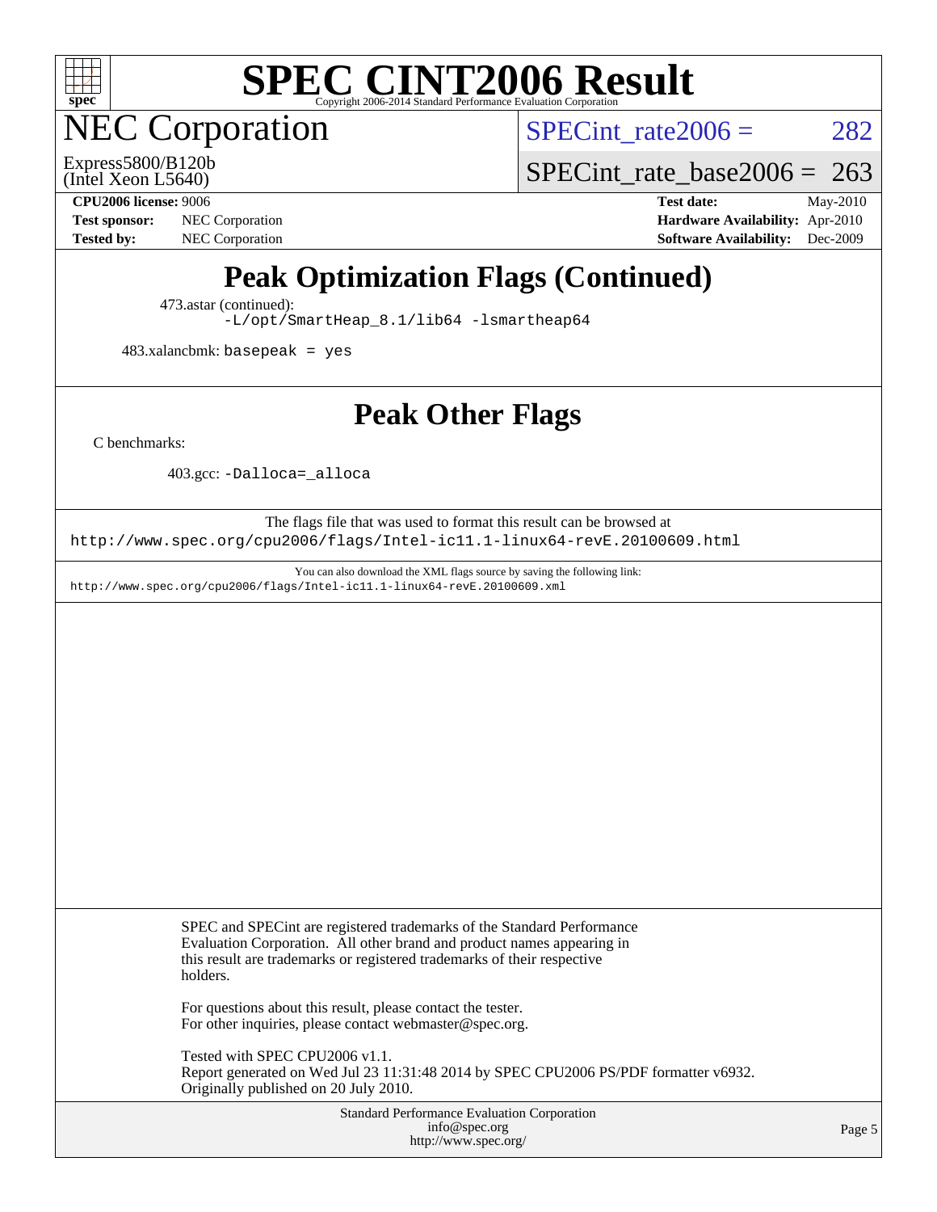# Peak Optimization Flags (Continued)

473.astar (continued):
`-L/opt/SmartHeap_8.1/lib64 -lsmartheap64`

483.xalancbmk: `basepeak = yes`

# Peak Other Flags

C benchmarks:

403.gcc: `-Dalloca=_alloca`

The flags file that was used to format this result can be browsed at
http://www.spec.org/cpu2006/flags/Intel-ic11.1-linux64-revE.20100609.html

You can also download the XML flags source by saving the following link:
http://www.spec.org/cpu2006/flags/Intel-ic11.1-linux64-revE.20100609.xml

SPEC and SPECint are registered trademarks of the Standard Performance Evaluation Corporation. All other brand and product names appearing in this result are trademarks or registered trademarks of their respective holders.

For questions about this result, please contact the tester.
For other inquiries, please contact webmaster@spec.org.

Tested with SPEC CPU2006 v1.1.
Report generated on Wed Jul 23 11:31:48 2014 by SPEC CPU2006 PS/PDF formatter v6932.
Originally published on 20 July 2010.